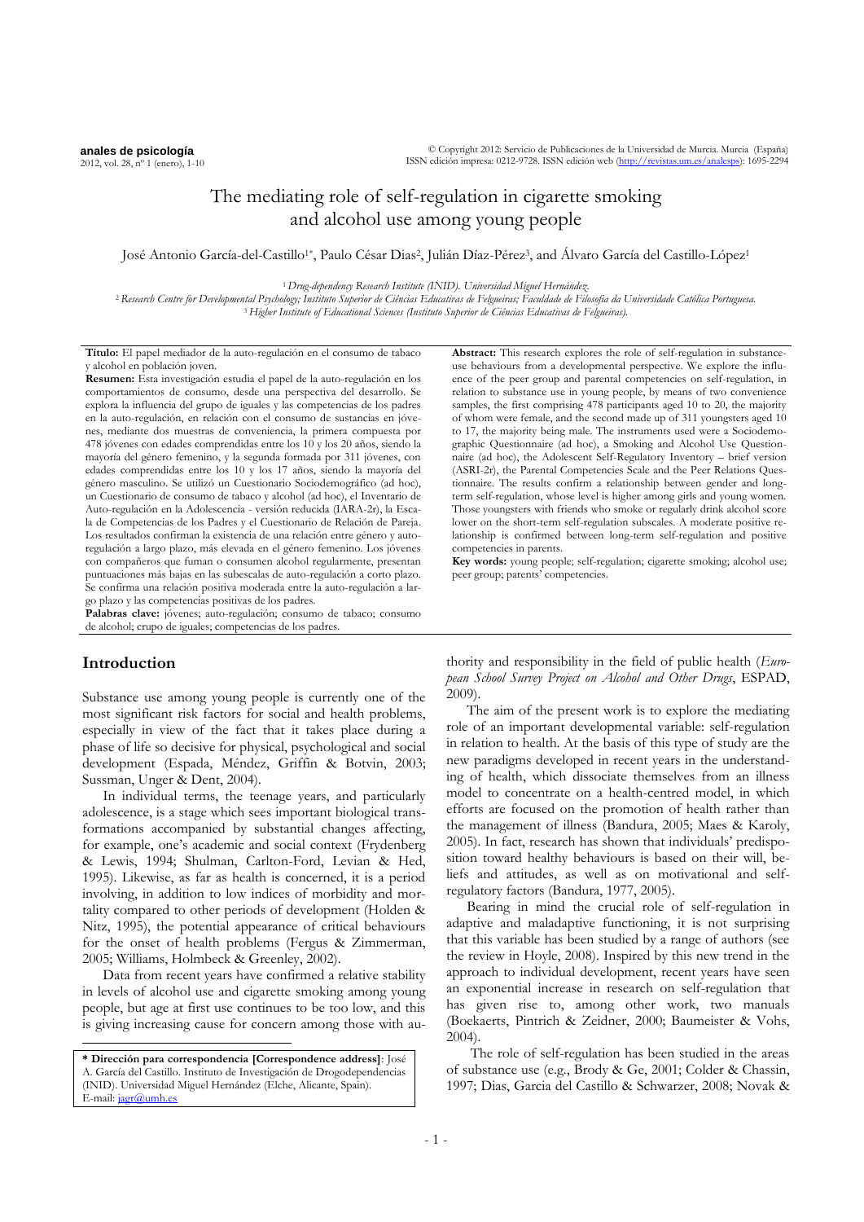# The mediating role of self-regulation in cigarette smoking and alcohol use among young people

José Antonio García-del-Castillo[1*], Paulo César Dias[2], Julián Díaz-Pérez[3], and Álvaro García del Castillo-López[1]

[1] *Drug-dependency Research Institute (INID). Universidad Miguel Hernández.*
[2] *Research Centre for Developmental Psychology; Instituto Superior de Ciências Educativas de Felgueiras; Faculdade de Filosofia da Universidade Católica Portuguesa.*
[3] *Higher Institute of Educational Sciences (Instituto Superior de Ciências Educativas de Felgueiras).*

**Título:** El papel mediador de la auto-regulación en el consumo de tabaco y alcohol en población joven.

**Resumen:** Esta investigación estudia el papel de la auto-regulación en los comportamientos de consumo, desde una perspectiva del desarrollo. Se explora la influencia del grupo de iguales y las competencias de los padres en la auto-regulación, en relación con el consumo de sustancias en jóvenes, mediante dos muestras de conveniencia, la primera compuesta por 478 jóvenes con edades comprendidas entre los 10 y los 20 años, siendo la mayoría del género femenino, y la segunda formada por 311 jóvenes, con edades comprendidas entre los 10 y los 17 años, siendo la mayoría del género masculino. Se utilizó un Cuestionario Sociodemográfico (ad hoc), un Cuestionario de consumo de tabaco y alcohol (ad hoc), el Inventario de Auto-regulación en la Adolescencia - versión reducida (IARA-2r), la Escala de Competencias de los Padres y el Cuestionario de Relación de Pareja. Los resultados confirman la existencia de una relación entre género y auto-regulación a largo plazo, más elevada en el género femenino. Los jóvenes con compañeros que fuman o consumen alcohol regularmente, presentan puntuaciones más bajas en las subescalas de auto-regulación a corto plazo. Se confirma una relación positiva moderada entre la auto-regulación a largo plazo y las competencias positivas de los padres.

**Palabras clave:** jóvenes; auto-regulación; consumo de tabaco; consumo de alcohol; crupo de iguales; competencias de los padres.

**Abstract:** This research explores the role of self-regulation in substance-use behaviours from a developmental perspective. We explore the influence of the peer group and parental competencies on self-regulation, in relation to substance use in young people, by means of two convenience samples, the first comprising 478 participants aged 10 to 20, the majority of whom were female, and the second made up of 311 youngsters aged 10 to 17, the majority being male. The instruments used were a Sociodemographic Questionnaire (ad hoc), a Smoking and Alcohol Use Questionnaire (ad hoc), the Adolescent Self-Regulatory Inventory – brief version (ASRI-2r), the Parental Competencies Scale and the Peer Relations Questionnaire. The results confirm a relationship between gender and long-term self-regulation, whose level is higher among girls and young women. Those youngsters with friends who smoke or regularly drink alcohol score lower on the short-term self-regulation subscales. A moderate positive relationship is confirmed between long-term self-regulation and positive competencies in parents.

**Key words:** young people; self-regulation; cigarette smoking; alcohol use; peer group; parents' competencies.

## Introduction

Substance use among young people is currently one of the most significant risk factors for social and health problems, especially in view of the fact that it takes place during a phase of life so decisive for physical, psychological and social development (Espada, Méndez, Griffin & Botvin, 2003; Sussman, Unger & Dent, 2004).

In individual terms, the teenage years, and particularly adolescence, is a stage which sees important biological transformations accompanied by substantial changes affecting, for example, one's academic and social context (Frydenberg & Lewis, 1994; Shulman, Carlton-Ford, Levian & Hed, 1995). Likewise, as far as health is concerned, it is a period involving, in addition to low indices of morbidity and mortality compared to other periods of development (Holden & Nitz, 1995), the potential appearance of critical behaviours for the onset of health problems (Fergus & Zimmerman, 2005; Williams, Holmbeck & Greenley, 2002).

Data from recent years have confirmed a relative stability in levels of alcohol use and cigarette smoking among young people, but age at first use continues to be too low, and this is giving increasing cause for concern among those with authority and responsibility in the field of public health (*European School Survey Project on Alcohol and Other Drugs*, ESPAD, 2009).

The aim of the present work is to explore the mediating role of an important developmental variable: self-regulation in relation to health. At the basis of this type of study are the new paradigms developed in recent years in the understanding of health, which dissociate themselves from an illness model to concentrate on a health-centred model, in which efforts are focused on the promotion of health rather than the management of illness (Bandura, 2005; Maes & Karoly, 2005). In fact, research has shown that individuals' predisposition toward healthy behaviours is based on their will, beliefs and attitudes, as well as on motivational and self-regulatory factors (Bandura, 1977, 2005).

Bearing in mind the crucial role of self-regulation in adaptive and maladaptive functioning, it is not surprising that this variable has been studied by a range of authors (see the review in Hoyle, 2008). Inspired by this new trend in the approach to individual development, recent years have seen an exponential increase in research on self-regulation that has given rise to, among other work, two manuals (Boekaerts, Pintrich & Zeidner, 2000; Baumeister & Vohs, 2004).

The role of self-regulation has been studied in the areas of substance use (e.g., Brody & Ge, 2001; Colder & Chassin, 1997; Dias, Garcia del Castillo & Schwarzer, 2008; Novak &

---

**\* Dirección para correspondencia [Correspondence address]**: José A. García del Castillo. Instituto de Investigación de Drogodependencias (INID). Universidad Miguel Hernández (Elche, Alicante, Spain). E-mail: jagr@umh.es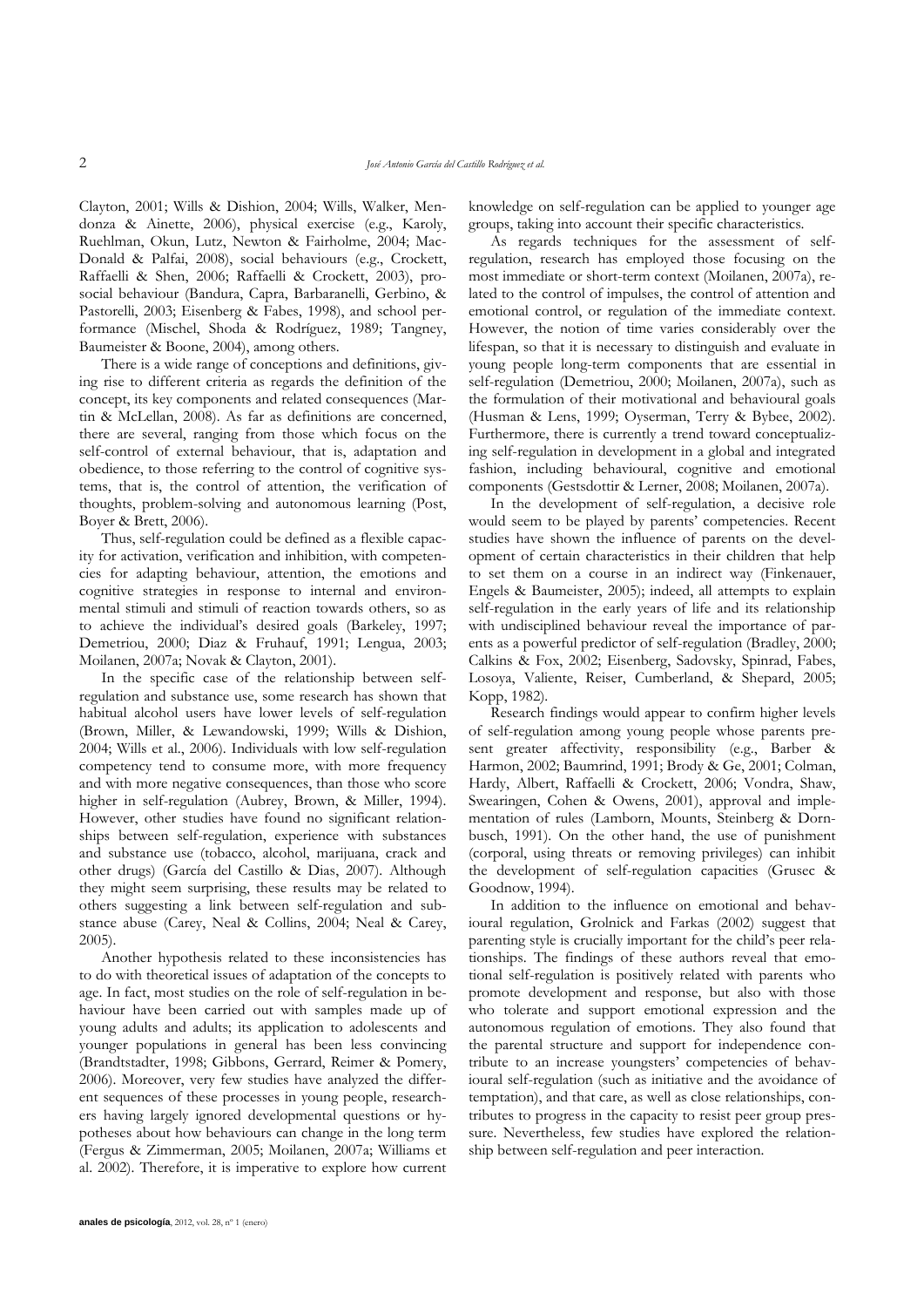Clayton, 2001; Wills & Dishion, 2004; Wills, Walker, Mendonza & Ainette, 2006), physical exercise (e.g., Karoly, Ruehlman, Okun, Lutz, Newton & Fairholme, 2004; MacDonald & Palfai, 2008), social behaviours (e.g., Crockett, Raffaelli & Shen, 2006; Raffaelli & Crockett, 2003), prosocial behaviour (Bandura, Capra, Barbaranelli, Gerbino, & Pastorelli, 2003; Eisenberg & Fabes, 1998), and school performance (Mischel, Shoda & Rodríguez, 1989; Tangney, Baumeister & Boone, 2004), among others.

There is a wide range of conceptions and definitions, giving rise to different criteria as regards the definition of the concept, its key components and related consequences (Martin & McLellan, 2008). As far as definitions are concerned, there are several, ranging from those which focus on the self-control of external behaviour, that is, adaptation and obedience, to those referring to the control of cognitive systems, that is, the control of attention, the verification of thoughts, problem-solving and autonomous learning (Post, Boyer & Brett, 2006).

Thus, self-regulation could be defined as a flexible capacity for activation, verification and inhibition, with competencies for adapting behaviour, attention, the emotions and cognitive strategies in response to internal and environmental stimuli and stimuli of reaction towards others, so as to achieve the individual's desired goals (Barkeley, 1997; Demetriou, 2000; Diaz & Fruhauf, 1991; Lengua, 2003; Moilanen, 2007a; Novak & Clayton, 2001).

In the specific case of the relationship between self-regulation and substance use, some research has shown that habitual alcohol users have lower levels of self-regulation (Brown, Miller, & Lewandowski, 1999; Wills & Dishion, 2004; Wills et al., 2006). Individuals with low self-regulation competency tend to consume more, with more frequency and with more negative consequences, than those who score higher in self-regulation (Aubrey, Brown, & Miller, 1994). However, other studies have found no significant relationships between self-regulation, experience with substances and substance use (tobacco, alcohol, marijuana, crack and other drugs) (García del Castillo & Dias, 2007). Although they might seem surprising, these results may be related to others suggesting a link between self-regulation and substance abuse (Carey, Neal & Collins, 2004; Neal & Carey, 2005).

Another hypothesis related to these inconsistencies has to do with theoretical issues of adaptation of the concepts to age. In fact, most studies on the role of self-regulation in behaviour have been carried out with samples made up of young adults and adults; its application to adolescents and younger populations in general has been less convincing (Brandtstadter, 1998; Gibbons, Gerrard, Reimer & Pomery, 2006). Moreover, very few studies have analyzed the different sequences of these processes in young people, researchers having largely ignored developmental questions or hypotheses about how behaviours can change in the long term (Fergus & Zimmerman, 2005; Moilanen, 2007a; Williams et al. 2002). Therefore, it is imperative to explore how current knowledge on self-regulation can be applied to younger age groups, taking into account their specific characteristics.

As regards techniques for the assessment of self-regulation, research has employed those focusing on the most immediate or short-term context (Moilanen, 2007a), related to the control of impulses, the control of attention and emotional control, or regulation of the immediate context. However, the notion of time varies considerably over the lifespan, so that it is necessary to distinguish and evaluate in young people long-term components that are essential in self-regulation (Demetriou, 2000; Moilanen, 2007a), such as the formulation of their motivational and behavioural goals (Husman & Lens, 1999; Oyserman, Terry & Bybee, 2002). Furthermore, there is currently a trend toward conceptualizing self-regulation in development in a global and integrated fashion, including behavioural, cognitive and emotional components (Gestsdottir & Lerner, 2008; Moilanen, 2007a).

In the development of self-regulation, a decisive role would seem to be played by parents' competencies. Recent studies have shown the influence of parents on the development of certain characteristics in their children that help to set them on a course in an indirect way (Finkenauer, Engels & Baumeister, 2005); indeed, all attempts to explain self-regulation in the early years of life and its relationship with undisciplined behaviour reveal the importance of parents as a powerful predictor of self-regulation (Bradley, 2000; Calkins & Fox, 2002; Eisenberg, Sadovsky, Spinrad, Fabes, Losoya, Valiente, Reiser, Cumberland, & Shepard, 2005; Kopp, 1982).

Research findings would appear to confirm higher levels of self-regulation among young people whose parents present greater affectivity, responsibility (e.g., Barber & Harmon, 2002; Baumrind, 1991; Brody & Ge, 2001; Colman, Hardy, Albert, Raffaelli & Crockett, 2006; Vondra, Shaw, Swearingen, Cohen & Owens, 2001), approval and implementation of rules (Lamborn, Mounts, Steinberg & Dornbusch, 1991). On the other hand, the use of punishment (corporal, using threats or removing privileges) can inhibit the development of self-regulation capacities (Grusec & Goodnow, 1994).

In addition to the influence on emotional and behavioural regulation, Grolnick and Farkas (2002) suggest that parenting style is crucially important for the child's peer relationships. The findings of these authors reveal that emotional self-regulation is positively related with parents who promote development and response, but also with those who tolerate and support emotional expression and the autonomous regulation of emotions. They also found that the parental structure and support for independence contribute to an increase youngsters' competencies of behavioural self-regulation (such as initiative and the avoidance of temptation), and that care, as well as close relationships, contributes to progress in the capacity to resist peer group pressure. Nevertheless, few studies have explored the relationship between self-regulation and peer interaction.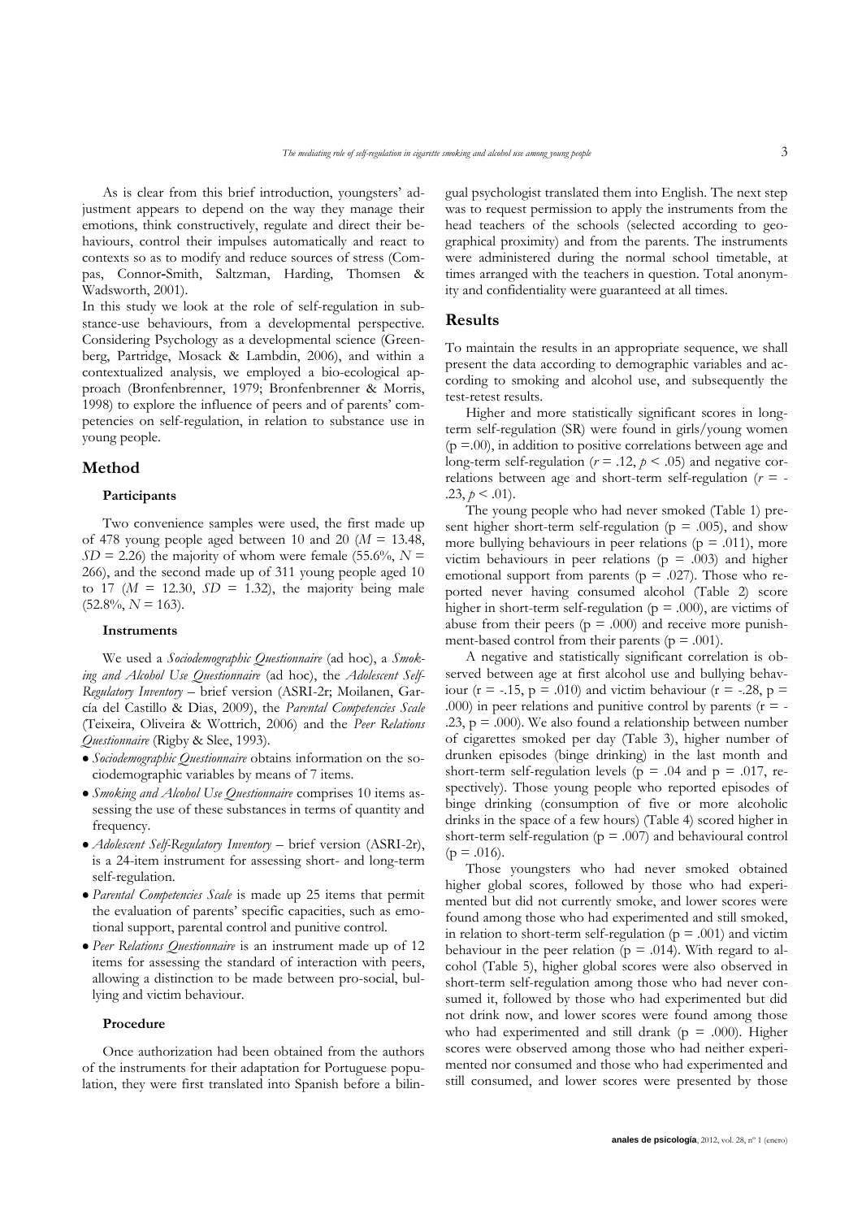As is clear from this brief introduction, youngsters' adjustment appears to depend on the way they manage their emotions, think constructively, regulate and direct their behaviours, control their impulses automatically and react to contexts so as to modify and reduce sources of stress (Compas, Connor-Smith, Saltzman, Harding, Thomsen & Wadsworth, 2001).

In this study we look at the role of self-regulation in substance-use behaviours, from a developmental perspective. Considering Psychology as a developmental science (Greenberg, Partridge, Mosack & Lambdin, 2006), and within a contextualized analysis, we employed a bio-ecological approach (Bronfenbrenner, 1979; Bronfenbrenner & Morris, 1998) to explore the influence of peers and of parents' competencies on self-regulation, in relation to substance use in young people.

## Method

### Participants

Two convenience samples were used, the first made up of 478 young people aged between 10 and 20 ($M$ = 13.48, $SD$ = 2.26) the majority of whom were female (55.6%, $N$ = 266), and the second made up of 311 young people aged 10 to 17 ($M$ = 12.30, $SD$ = 1.32), the majority being male (52.8%, $N$ = 163).

### Instruments

We used a *Sociodemographic Questionnaire* (ad hoc), a *Smoking and Alcohol Use Questionnaire* (ad hoc), the *Adolescent Self-Regulatory Inventory* – brief version (ASRI-2r; Moilanen, García del Castillo & Dias, 2009), the *Parental Competencies Scale* (Teixeira, Oliveira & Wottrich, 2006) and the *Peer Relations Questionnaire* (Rigby & Slee, 1993).

- *Sociodemographic Questionnaire* obtains information on the sociodemographic variables by means of 7 items.
- *Smoking and Alcohol Use Questionnaire* comprises 10 items assessing the use of these substances in terms of quantity and frequency.
- *Adolescent Self-Regulatory Inventory* – brief version (ASRI-2r), is a 24-item instrument for assessing short- and long-term self-regulation.
- *Parental Competencies Scale* is made up 25 items that permit the evaluation of parents' specific capacities, such as emotional support, parental control and punitive control.
- *Peer Relations Questionnaire* is an instrument made up of 12 items for assessing the standard of interaction with peers, allowing a distinction to be made between pro-social, bullying and victim behaviour.

### Procedure

Once authorization had been obtained from the authors of the instruments for their adaptation for Portuguese population, they were first translated into Spanish before a bilingual psychologist translated them into English. The next step was to request permission to apply the instruments from the head teachers of the schools (selected according to geographical proximity) and from the parents. The instruments were administered during the normal school timetable, at times arranged with the teachers in question. Total anonymity and confidentiality were guaranteed at all times.

## Results

To maintain the results in an appropriate sequence, we shall present the data according to demographic variables and according to smoking and alcohol use, and subsequently the test-retest results.

Higher and more statistically significant scores in long-term self-regulation (SR) were found in girls/young women ($p$ =.00), in addition to positive correlations between age and long-term self-regulation ($r$ = .12, $p$ < .05) and negative correlations between age and short-term self-regulation ($r$ = -.23, $p$ < .01).

The young people who had never smoked (Table 1) present higher short-term self-regulation ($p$ = .005), and show more bullying behaviours in peer relations ($p$ = .011), more victim behaviours in peer relations ($p$ = .003) and higher emotional support from parents ($p$ = .027). Those who reported never having consumed alcohol (Table 2) score higher in short-term self-regulation ($p$ = .000), are victims of abuse from their peers ($p$ = .000) and receive more punishment-based control from their parents ($p$ = .001).

A negative and statistically significant correlation is observed between age at first alcohol use and bullying behaviour ($r$ = -.15, $p$ = .010) and victim behaviour ($r$ = -.28, $p$ = .000) in peer relations and punitive control by parents ($r$ = -.23, $p$ = .000). We also found a relationship between number of cigarettes smoked per day (Table 3), higher number of drunken episodes (binge drinking) in the last month and short-term self-regulation levels ($p$ = .04 and $p$ = .017, respectively). Those young people who reported episodes of binge drinking (consumption of five or more alcoholic drinks in the space of a few hours) (Table 4) scored higher in short-term self-regulation ($p$ = .007) and behavioural control ($p$ = .016).

Those youngsters who had never smoked obtained higher global scores, followed by those who had experimented but did not currently smoke, and lower scores were found among those who had experimented and still smoked, in relation to short-term self-regulation ($p$ = .001) and victim behaviour in the peer relation ($p$ = .014). With regard to alcohol (Table 5), higher global scores were also observed in short-term self-regulation among those who had never consumed it, followed by those who had experimented but did not drink now, and lower scores were found among those who had experimented and still drank ($p$ = .000). Higher scores were observed among those who had neither experimented nor consumed and those who had experimented and still consumed, and lower scores were presented by those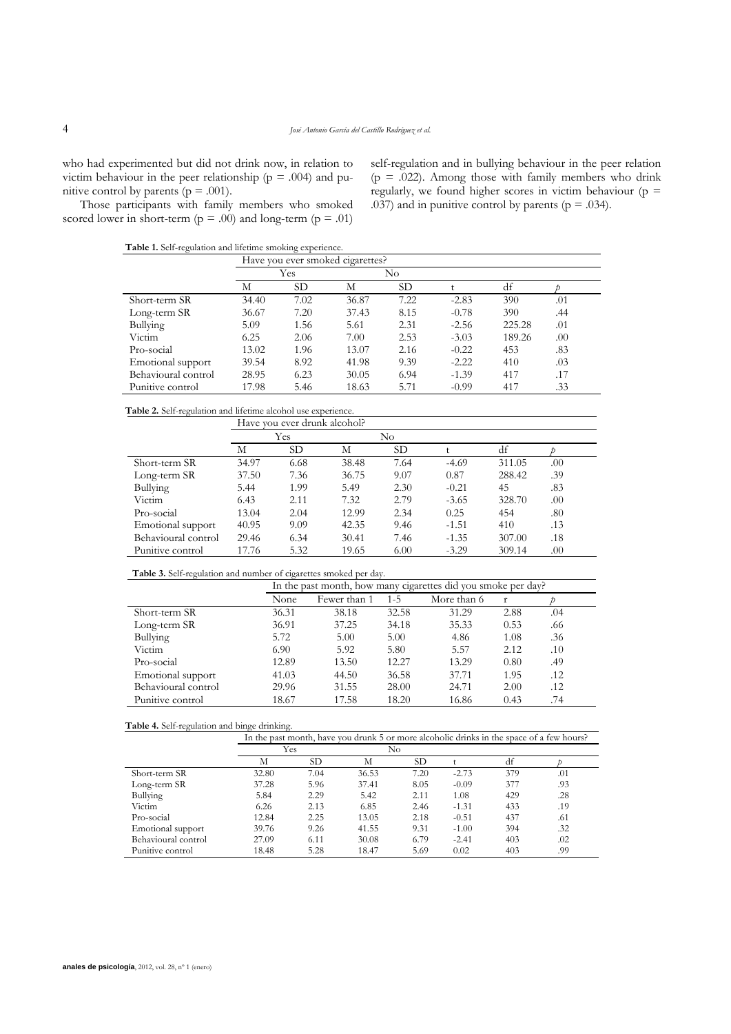who had experimented but did not drink now, in relation to victim behaviour in the peer relationship ($p = .004$) and punitive control by parents ($p = .001$).

Those participants with family members who smoked scored lower in short-term ($p = .00$) and long-term ($p = .01$) self-regulation and in bullying behaviour in the peer relation ($p = .022$). Among those with family members who drink regularly, we found higher scores in victim behaviour ($p = .037$) and in punitive control by parents ($p = .034$).

**Table 1.** Self-regulation and lifetime smoking experience.

| | Have you ever smoked cigarettes? | | | | | | |
|---|---|---|---|---|---|---|---|
| | Yes | | No | | | | |
| | M | SD | M | SD | t | df | *p* |
| Short-term SR | 34.40 | 7.02 | 36.87 | 7.22 | -2.83 | 390 | .01 |
| Long-term SR | 36.67 | 7.20 | 37.43 | 8.15 | -0.78 | 390 | .44 |
| Bullying | 5.09 | 1.56 | 5.61 | 2.31 | -2.56 | 225.28 | .01 |
| Victim | 6.25 | 2.06 | 7.00 | 2.53 | -3.03 | 189.26 | .00 |
| Pro-social | 13.02 | 1.96 | 13.07 | 2.16 | -0.22 | 453 | .83 |
| Emotional support | 39.54 | 8.92 | 41.98 | 9.39 | -2.22 | 410 | .03 |
| Behavioural control | 28.95 | 6.23 | 30.05 | 6.94 | -1.39 | 417 | .17 |
| Punitive control | 17.98 | 5.46 | 18.63 | 5.71 | -0.99 | 417 | .33 |

**Table 2.** Self-regulation and lifetime alcohol use experience.

| | Have you ever drunk alcohol? | | | | | | |
|---|---|---|---|---|---|---|---|
| | Yes | | No | | | | |
| | M | SD | M | SD | t | df | *p* |
| Short-term SR | 34.97 | 6.68 | 38.48 | 7.64 | -4.69 | 311.05 | .00 |
| Long-term SR | 37.50 | 7.36 | 36.75 | 9.07 | 0.87 | 288.42 | .39 |
| Bullying | 5.44 | 1.99 | 5.49 | 2.30 | -0.21 | 45 | .83 |
| Victim | 6.43 | 2.11 | 7.32 | 2.79 | -3.65 | 328.70 | .00 |
| Pro-social | 13.04 | 2.04 | 12.99 | 2.34 | 0.25 | 454 | .80 |
| Emotional support | 40.95 | 9.09 | 42.35 | 9.46 | -1.51 | 410 | .13 |
| Behavioural control | 29.46 | 6.34 | 30.41 | 7.46 | -1.35 | 307.00 | .18 |
| Punitive control | 17.76 | 5.32 | 19.65 | 6.00 | -3.29 | 309.14 | .00 |

**Table 3.** Self-regulation and number of cigarettes smoked per day.

| | In the past month, how many cigarettes did you smoke per day? | | | | | |
|---|---|---|---|---|---|---|
| | None | Fewer than 1 | 1-5 | More than 6 | r | *p* |
| Short-term SR | 36.31 | 38.18 | 32.58 | 31.29 | 2.88 | .04 |
| Long-term SR | 36.91 | 37.25 | 34.18 | 35.33 | 0.53 | .66 |
| Bullying | 5.72 | 5.00 | 5.00 | 4.86 | 1.08 | .36 |
| Victim | 6.90 | 5.92 | 5.80 | 5.57 | 2.12 | .10 |
| Pro-social | 12.89 | 13.50 | 12.27 | 13.29 | 0.80 | .49 |
| Emotional support | 41.03 | 44.50 | 36.58 | 37.71 | 1.95 | .12 |
| Behavioural control | 29.96 | 31.55 | 28.00 | 24.71 | 2.00 | .12 |
| Punitive control | 18.67 | 17.58 | 18.20 | 16.86 | 0.43 | .74 |

**Table 4.** Self-regulation and binge drinking.

| | In the past month, have you drunk 5 or more alcoholic drinks in the space of a few hours? | | | | | | |
|---|---|---|---|---|---|---|---|
| | Yes | | No | | | | |
| | M | SD | M | SD | t | df | *p* |
| Short-term SR | 32.80 | 7.04 | 36.53 | 7.20 | -2.73 | 379 | .01 |
| Long-term SR | 37.28 | 5.96 | 37.41 | 8.05 | -0.09 | 377 | .93 |
| Bullying | 5.84 | 2.29 | 5.42 | 2.11 | 1.08 | 429 | .28 |
| Victim | 6.26 | 2.13 | 6.85 | 2.46 | -1.31 | 433 | .19 |
| Pro-social | 12.84 | 2.25 | 13.05 | 2.18 | -0.51 | 437 | .61 |
| Emotional support | 39.76 | 9.26 | 41.55 | 9.31 | -1.00 | 394 | .32 |
| Behavioural control | 27.09 | 6.11 | 30.08 | 6.79 | -2.41 | 403 | .02 |
| Punitive control | 18.48 | 5.28 | 18.47 | 5.69 | 0.02 | 403 | .99 |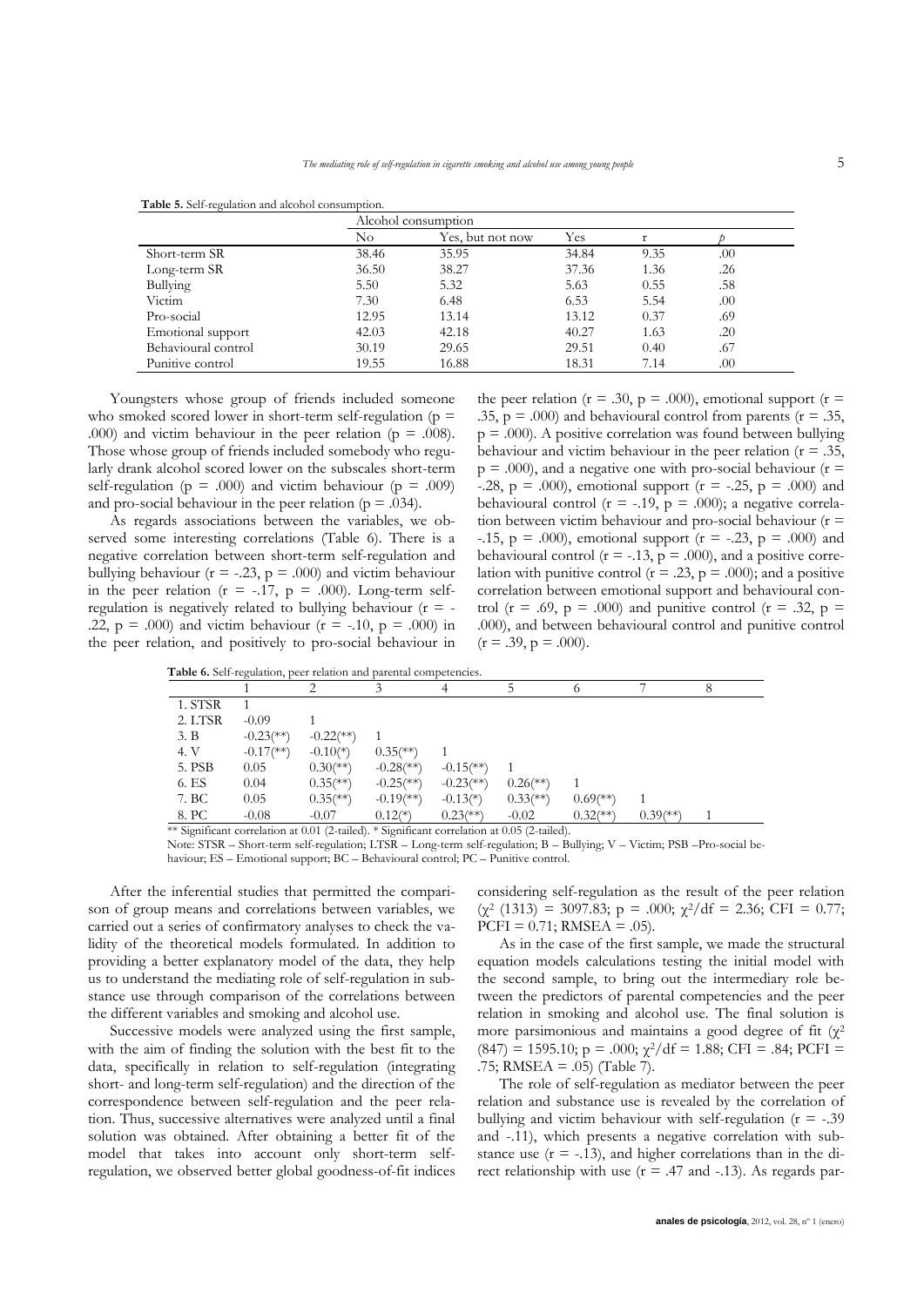**Table 5.** Self-regulation and alcohol consumption.

| | Alcohol consumption | | | | |
|---|---|---|---|---|---|
| | No | Yes, but not now | Yes | r | *p* |
| Short-term SR | 38.46 | 35.95 | 34.84 | 9.35 | .00 |
| Long-term SR | 36.50 | 38.27 | 37.36 | 1.36 | .26 |
| Bullying | 5.50 | 5.32 | 5.63 | 0.55 | .58 |
| Victim | 7.30 | 6.48 | 6.53 | 5.54 | .00 |
| Pro-social | 12.95 | 13.14 | 13.12 | 0.37 | .69 |
| Emotional support | 42.03 | 42.18 | 40.27 | 1.63 | .20 |
| Behavioural control | 30.19 | 29.65 | 29.51 | 0.40 | .67 |
| Punitive control | 19.55 | 16.88 | 18.31 | 7.14 | .00 |

Youngsters whose group of friends included someone who smoked scored lower in short-term self-regulation ($p$ = .000) and victim behaviour in the peer relation ($p$ = .008). Those whose group of friends included somebody who regularly drank alcohol scored lower on the subscales short-term self-regulation ($p$ = .000) and victim behaviour ($p$ = .009) and pro-social behaviour in the peer relation ($p$ = .034).

As regards associations between the variables, we observed some interesting correlations (Table 6). There is a negative correlation between short-term self-regulation and bullying behaviour ($r$ = -.23, $p$ = .000) and victim behaviour in the peer relation ($r$ = -.17, $p$ = .000). Long-term self-regulation is negatively related to bullying behaviour ($r$ = -.22, $p$ = .000) and victim behaviour ($r$ = -.10, $p$ = .000) in the peer relation, and positively to pro-social behaviour in the peer relation ($r$ = .30, $p$ = .000), emotional support ($r$ = .35, $p$ = .000) and behavioural control from parents ($r$ = .35, $p$ = .000). A positive correlation was found between bullying behaviour and victim behaviour in the peer relation ($r$ = .35, $p$ = .000), and a negative one with pro-social behaviour ($r$ = -.28, $p$ = .000), emotional support ($r$ = -.25, $p$ = .000) and behavioural control ($r$ = -.19, $p$ = .000); a negative correlation between victim behaviour and pro-social behaviour ($r$ = -.15, $p$ = .000), emotional support ($r$ = -.23, $p$ = .000) and behavioural control ($r$ = -.13, $p$ = .000), and a positive correlation with punitive control ($r$ = .23, $p$ = .000); and a positive correlation between emotional support and behavioural control ($r$ = .69, $p$ = .000) and punitive control ($r$ = .32, $p$ = .000), and between behavioural control and punitive control ($r$ = .39, $p$ = .000).

**Table 6.** Self-regulation, peer relation and parental competencies.

| | 1 | 2 | 3 | 4 | 5 | 6 | 7 | 8 |
|---|---|---|---|---|---|---|---|---|
| 1. STSR | 1 | | | | | | | |
| 2. LTSR | -0.09 | 1 | | | | | | |
| 3. B | -0.23(**) | -0.22(**) | 1 | | | | | |
| 4. V | -0.17(**) | -0.10(*) | 0.35(**) | 1 | | | | |
| 5. PSB | 0.05 | 0.30(**) | -0.28(**) | -0.15(**) | 1 | | | |
| 6. ES | 0.04 | 0.35(**) | -0.25(**) | -0.23(**) | 0.26(**) | 1 | | |
| 7. BC | 0.05 | 0.35(**) | -0.19(**) | -0.13(*) | 0.33(**) | 0.69(**) | 1 | |
| 8. PC | -0.08 | -0.07 | 0.12(*) | 0.23(**) | -0.02 | 0.32(**) | 0.39(**) | 1 |

** Significant correlation at 0.01 (2-tailed). * Significant correlation at 0.05 (2-tailed).

Note: STSR – Short-term self-regulation; LTSR – Long-term self-regulation; B – Bullying; V – Victim; PSB –Pro-social behaviour; ES – Emotional support; BC – Behavioural control; PC – Punitive control.

After the inferential studies that permitted the comparison of group means and correlations between variables, we carried out a series of confirmatory analyses to check the validity of the theoretical models formulated. In addition to providing a better explanatory model of the data, they help us to understand the mediating role of self-regulation in substance use through comparison of the correlations between the different variables and smoking and alcohol use.

Successive models were analyzed using the first sample, with the aim of finding the solution with the best fit to the data, specifically in relation to self-regulation (integrating short- and long-term self-regulation) and the direction of the correspondence between self-regulation and the peer relation. Thus, successive alternatives were analyzed until a final solution was obtained. After obtaining a better fit of the model that takes into account only short-term self-regulation, we observed better global goodness-of-fit indices considering self-regulation as the result of the peer relation ($\chi^2$ (1313) = 3097.83; $p$ = .000; $\chi^2/df$ = 2.36; CFI = 0.77; PCFI = 0.71; RMSEA = .05).

As in the case of the first sample, we made the structural equation models calculations testing the initial model with the second sample, to bring out the intermediary role between the predictors of parental competencies and the peer relation in smoking and alcohol use. The final solution is more parsimonious and maintains a good degree of fit ($\chi^2$ (847) = 1595.10; $p$ = .000; $\chi^2/df$ = 1.88; CFI = .84; PCFI = .75; RMSEA = .05) (Table 7).

The role of self-regulation as mediator between the peer relation and substance use is revealed by the correlation of bullying and victim behaviour with self-regulation ($r$ = -.39 and -.11), which presents a negative correlation with substance use ($r$ = -.13), and higher correlations than in the direct relationship with use ($r$ = .47 and -.13). As regards par-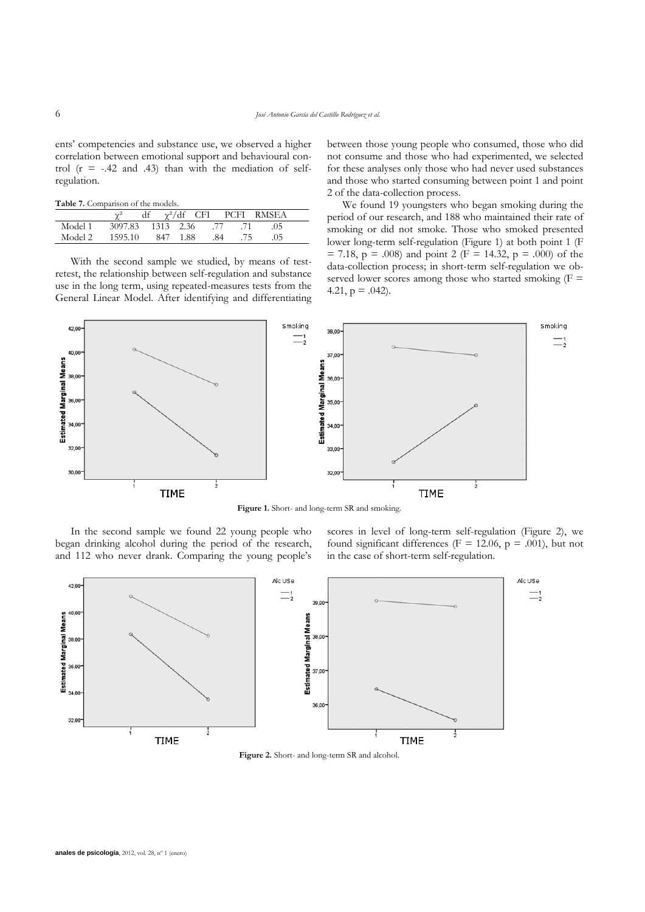ents' competencies and substance use, we observed a higher correlation between emotional support and behavioural control ($r = -.42$ and $.43$) than with the mediation of self-regulation.

**Table 7.** Comparison of the models.

| | $\chi^2$ | df | $\chi^2/df$ | CFI | PCFI | RMSEA |
|---|---|---|---|---|---|---|
| Model 1 | 3097.83 | 1313 | 2.36 | .77 | .71 | .05 |
| Model 2 | 1595.10 | 847 | 1.88 | .84 | .75 | .05 |

With the second sample we studied, by means of test-retest, the relationship between self-regulation and substance use in the long term, using repeated-measures tests from the General Linear Model. After identifying and differentiating between those young people who consumed, those who did not consume and those who had experimented, we selected for these analyses only those who had never used substances and those who started consuming between point 1 and point 2 of the data-collection process.

We found 19 youngsters who began smoking during the period of our research, and 188 who maintained their rate of smoking or did not smoke. Those who smoked presented lower long-term self-regulation (Figure 1) at both point 1 ($F = 7.18$, $p = .008$) and point 2 ($F = 14.32$, $p = .000$) of the data-collection process; in short-term self-regulation we observed lower scores among those who started smoking ($F = 4.21$, $p = .042$).

**Figure 1.** Short- and long-term SR and smoking.

In the second sample we found 22 young people who began drinking alcohol during the period of the research, and 112 who never drank. Comparing the young people's scores in level of long-term self-regulation (Figure 2), we found significant differences ($F = 12.06$, $p = .001$), but not in the case of short-term self-regulation.

**Figure 2.** Short- and long-term SR and alcohol.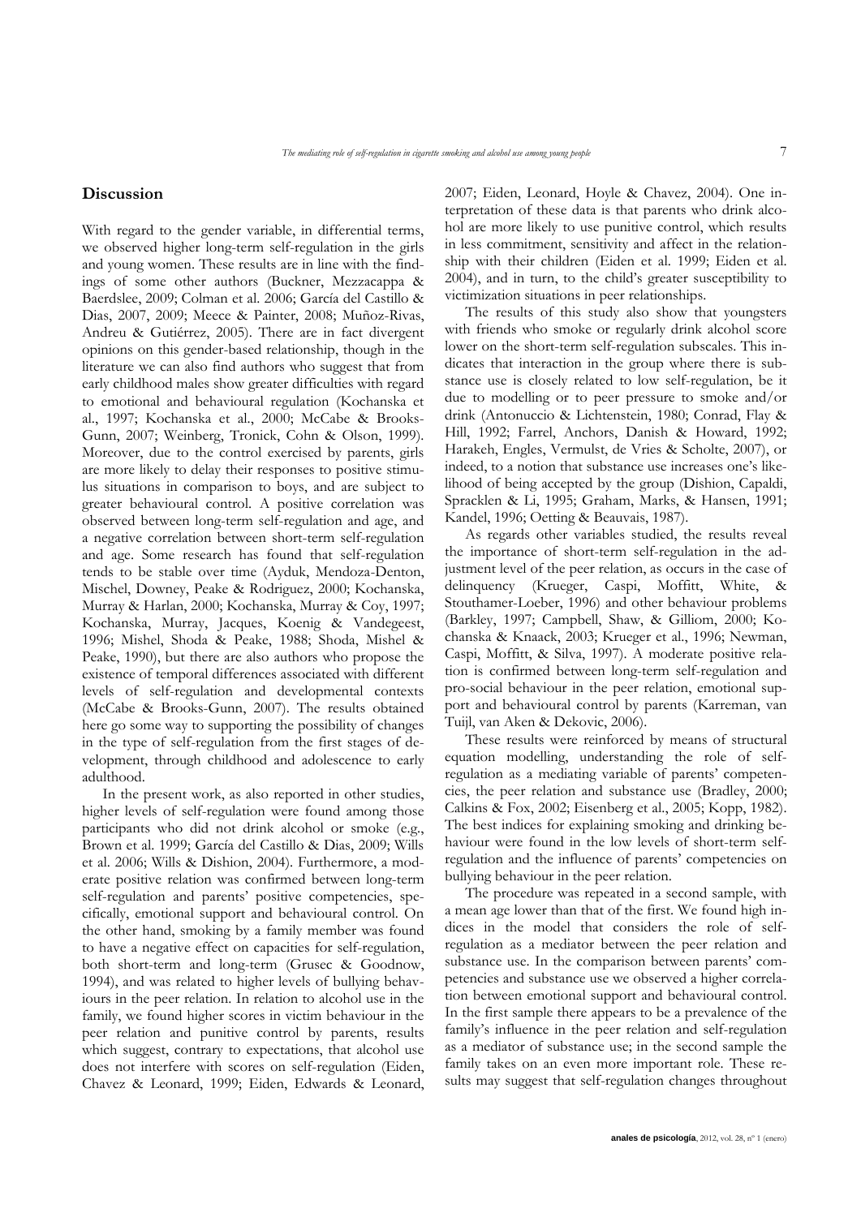## Discussion

With regard to the gender variable, in differential terms, we observed higher long-term self-regulation in the girls and young women. These results are in line with the findings of some other authors (Buckner, Mezzacappa & Baerdslee, 2009; Colman et al. 2006; García del Castillo & Dias, 2007, 2009; Meece & Painter, 2008; Muñoz-Rivas, Andreu & Gutiérrez, 2005). There are in fact divergent opinions on this gender-based relationship, though in the literature we can also find authors who suggest that from early childhood males show greater difficulties with regard to emotional and behavioural regulation (Kochanska et al., 1997; Kochanska et al., 2000; McCabe & Brooks-Gunn, 2007; Weinberg, Tronick, Cohn & Olson, 1999). Moreover, due to the control exercised by parents, girls are more likely to delay their responses to positive stimulus situations in comparison to boys, and are subject to greater behavioural control. A positive correlation was observed between long-term self-regulation and age, and a negative correlation between short-term self-regulation and age. Some research has found that self-regulation tends to be stable over time (Ayduk, Mendoza-Denton, Mischel, Downey, Peake & Rodriguez, 2000; Kochanska, Murray & Harlan, 2000; Kochanska, Murray & Coy, 1997; Kochanska, Murray, Jacques, Koenig & Vandegeest, 1996; Mishel, Shoda & Peake, 1988; Shoda, Mishel & Peake, 1990), but there are also authors who propose the existence of temporal differences associated with different levels of self-regulation and developmental contexts (McCabe & Brooks-Gunn, 2007). The results obtained here go some way to supporting the possibility of changes in the type of self-regulation from the first stages of development, through childhood and adolescence to early adulthood.

In the present work, as also reported in other studies, higher levels of self-regulation were found among those participants who did not drink alcohol or smoke (e.g., Brown et al. 1999; García del Castillo & Dias, 2009; Wills et al. 2006; Wills & Dishion, 2004). Furthermore, a moderate positive relation was confirmed between long-term self-regulation and parents' positive competencies, specifically, emotional support and behavioural control. On the other hand, smoking by a family member was found to have a negative effect on capacities for self-regulation, both short-term and long-term (Grusec & Goodnow, 1994), and was related to higher levels of bullying behaviours in the peer relation. In relation to alcohol use in the family, we found higher scores in victim behaviour in the peer relation and punitive control by parents, results which suggest, contrary to expectations, that alcohol use does not interfere with scores on self-regulation (Eiden, Chavez & Leonard, 1999; Eiden, Edwards & Leonard, 2007; Eiden, Leonard, Hoyle & Chavez, 2004). One interpretation of these data is that parents who drink alcohol are more likely to use punitive control, which results in less commitment, sensitivity and affect in the relationship with their children (Eiden et al. 1999; Eiden et al. 2004), and in turn, to the child's greater susceptibility to victimization situations in peer relationships.

The results of this study also show that youngsters with friends who smoke or regularly drink alcohol score lower on the short-term self-regulation subscales. This indicates that interaction in the group where there is substance use is closely related to low self-regulation, be it due to modelling or to peer pressure to smoke and/or drink (Antonuccio & Lichtenstein, 1980; Conrad, Flay & Hill, 1992; Farrel, Anchors, Danish & Howard, 1992; Harakeh, Engles, Vermulst, de Vries & Scholte, 2007), or indeed, to a notion that substance use increases one's likelihood of being accepted by the group (Dishion, Capaldi, Spracklen & Li, 1995; Graham, Marks, & Hansen, 1991; Kandel, 1996; Oetting & Beauvais, 1987).

As regards other variables studied, the results reveal the importance of short-term self-regulation in the adjustment level of the peer relation, as occurs in the case of delinquency (Krueger, Caspi, Moffitt, White, & Stouthamer-Loeber, 1996) and other behaviour problems (Barkley, 1997; Campbell, Shaw, & Gilliom, 2000; Kochanska & Knaack, 2003; Krueger et al., 1996; Newman, Caspi, Moffitt, & Silva, 1997). A moderate positive relation is confirmed between long-term self-regulation and pro-social behaviour in the peer relation, emotional support and behavioural control by parents (Karreman, van Tuijl, van Aken & Dekovic, 2006).

These results were reinforced by means of structural equation modelling, understanding the role of self-regulation as a mediating variable of parents' competencies, the peer relation and substance use (Bradley, 2000; Calkins & Fox, 2002; Eisenberg et al., 2005; Kopp, 1982). The best indices for explaining smoking and drinking behaviour were found in the low levels of short-term self-regulation and the influence of parents' competencies on bullying behaviour in the peer relation.

The procedure was repeated in a second sample, with a mean age lower than that of the first. We found high indices in the model that considers the role of self-regulation as a mediator between the peer relation and substance use. In the comparison between parents' competencies and substance use we observed a higher correlation between emotional support and behavioural control. In the first sample there appears to be a prevalence of the family's influence in the peer relation and self-regulation as a mediator of substance use; in the second sample the family takes on an even more important role. These results may suggest that self-regulation changes throughout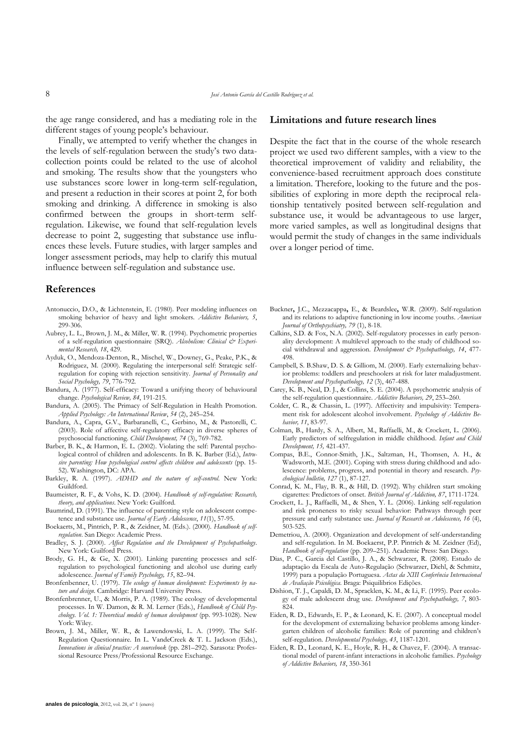the age range considered, and has a mediating role in the different stages of young people's behaviour.

Finally, we attempted to verify whether the changes in the levels of self-regulation between the study's two data-collection points could be related to the use of alcohol and smoking. The results show that the youngsters who use substances score lower in long-term self-regulation, and present a reduction in their scores at point 2, for both smoking and drinking. A difference in smoking is also confirmed between the groups in short-term self-regulation. Likewise, we found that self-regulation levels decrease to point 2, suggesting that substance use influences these levels. Future studies, with larger samples and longer assessment periods, may help to clarify this mutual influence between self-regulation and substance use.

## Limitations and future research lines

Despite the fact that in the course of the whole research project we used two different samples, with a view to the theoretical improvement of validity and reliability, the convenience-based recruitment approach does constitute a limitation. Therefore, looking to the future and the possibilities of exploring in more depth the reciprocal relationship tentatively posited between self-regulation and substance use, it would be advantageous to use larger, more varied samples, as well as longitudinal designs that would permit the study of changes in the same individuals over a longer period of time.

## References

Antonuccio, D.O., & Lichtenstein, E. (1980). Peer modeling influences on smoking behavior of heavy and light smokers. *Addictive Behaviors, 5*, 299-306.

Aubrey, L. L., Brown, J. M., & Miller, W. R. (1994). Psychometric properties of a self-regulation questionnaire (SRQ). *Alcoholism: Clinical & Experimental Research, 18*, 429.

Ayduk, O., Mendoza-Denton, R., Mischel, W., Downey, G., Peake, P.K., & Rodriguez, M. (2000). Regulating the interpersonal self: Strategic self-regulation for coping with rejection sensitivity. *Journal of Personality and Social Psychology, 79*, 776-792.

Bandura, A. (1977). Self-efficacy: Toward a unifying theory of behavioural change. *Psychological Review, 84*, 191-215.

Bandura, A. (2005). The Primacy of Self-Regulation in Health Promotion. *Applied Psychology: An International Review, 54* (2), 245–254.

Bandura, A., Capra, G.V., Barbaranelli, C., Gerbino, M., & Pastorelli, C. (2003). Role of affective self-regulatory efficacy in diverse spheres of psychosocial functioning. *Child Development, 74* (3), 769-782.

Barber, B. K., & Harmon, E. L. (2002). Violating the self: Parental psychological control of children and adolescents. In B. K. Barber (Ed.), *Intrusive parenting: How psychological control affects children and adolescents* (pp. 15-52). Washington, DC: APA.

Barkley, R. A. (1997). *ADHD and the nature of self-control*. New York: Guildford.

Baumeister, R. F., & Vohs, K. D. (2004). *Handbook of self-regulation: Research, theory, and applications*. New York: Guilford.

Baumrind, D. (1991). The influence of parenting style on adolescent competence and substance use. *Journal of Early Adolescence, 11*(1), 57-95.

Boekaerts, M., Pintrich, P. R., & Zeidner, M. (Eds.). (2000). *Handbook of self-regulation*. San Diego: Academic Press.

Bradley, S. J. (2000). *Affect Regulation and the Development of Psychopathology*. New York: Guilford Press.

Brody, G. H., & Ge, X. (2001). Linking parenting processes and self-regulation to psychological functioning and alcohol use during early adolescence. *Journal of Family Psychology, 15*, 82–94.

Bronfenbenner, U. (1979). *The ecology of human development: Experiments by nature and design*. Cambridge: Harvard University Press.

Bronfenbrenner, U., & Morris, P. A. (1989). The ecology of developmental processes. In W. Damon, & R. M. Lerner (Eds.), *Handbook of Child Psychology. Vol. 1: Theoretical models of human development* (pp. 993-1028). New York: Wiley.

Brown, J. M., Miller, W. R., & Lawendowski, L. A. (1999). The Self-Regulation Questionnaire. In L. VandeCreek & T. L. Jackson (Eds.), *Innovations in clinical practice: A sourcebook* (pp. 281–292). Sarasota: Professional Resource Press/Professional Resource Exchange.

Buckner, J.C., Mezzacappa, E., & Beardslee, W.R. (2009). Self-regulation and its relations to adaptive functioning in low income youths. *American Journal of Orthopsychiatry, 79* (1), 8-18.

Calkins, S.D. & Fox, N.A. (2002). Self-regulatory processes in early personality development: A multilevel approach to the study of childhood social withdrawal and aggression. *Development & Psychopathology, 14*, 477-498.

Campbell, S. B.Shaw, D. S. & Gilliom, M. (2000). Early externalizing behavior problems: toddlers and preschoolers at risk for later maladjustment. *Development and Psychopathology, 12* (3), 467-488.

Carey, K. B., Neal, D. J., & Collins, S. E. (2004). A psychometric analysis of the self-regulation questionnaire. *Addictive Behaviors, 29*, 253–260.

Colder, C. R., & Chassin, L. (1997). Affectivity and impulsivity: Temperament risk for adolescent alcohol involvement. *Psychology of Addictive Behavior, 11*, 83-97.

Colman, B., Hardy, S. A., Albert, M., Raffaelli, M., & Crockett, L. (2006). Early predictors of selfregulation in middle childhood. *Infant and Child Development, 15,* 421-437.

Compas, B.E., Connor-Smith, J.K., Saltzman, H., Thomsen, A. H., & Wadsworth, M.E. (2001). Coping with stress during childhood and adolescence: problems, progress, and potential in theory and research. *Psychological bulletin, 127* (1), 87-127.

Conrad, K. M., Flay, B. R., & Hill, D. (1992). Why children start smoking cigarettes: Predictors of onset. *British Journal of Addiction, 87*, 1711-1724.

Crockett, L. J., Raffaelli, M., & Shen, Y. L. (2006). Linking self-regulation and risk proneness to risky sexual behavior: Pathways through peer pressure and early substance use. *Journal of Research on Adolescence, 16* (4), 503-525.

Demetriou, A. (2000). Organization and development of self-understanding and self-regulation. In M. Boekaerst, P.P. Pintrich & M. Zeidner (Ed), *Handbook of self-regulation* (pp. 209–251). Academic Press: San Diego.

Dias, P. C., Garcia del Castillo, J. A., & Schwarzer, R. (2008). Estudo de adaptação da Escala de Auto-Regulação (Schwarzer, Diehl, & Schmitz, 1999) para a população Portuguesa. *Actas da XIII Conferência Internacional de Avaliação Psicológica*. Braga: Psiquilibrios Edições.

Dishion, T. J., Capaldi, D. M., Spracklen, K. M., & Li, F. (1995). Peer ecology of male adolescent drug use. *Development and Psychopathology, 7*, 803-824.

Eiden, R. D., Edwards, E. P., & Leonard, K. E. (2007). A conceptual model for the development of externalizing behavior problems among kindergarten children of alcoholic families: Role of parenting and children's self-regulation. *Developmental Psychology, 43*, 1187-1201.

Eiden, R. D., Leonard, K. E., Hoyle, R. H., & Chavez, F. (2004). A transactional model of parent-infant interactions in alcoholic families. *Psychology of Addictive Behaviors, 18*, 350-361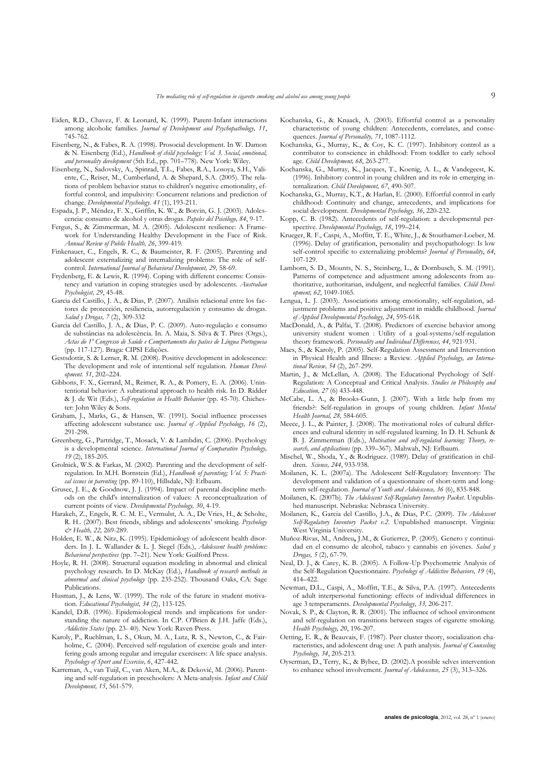Eiden, R.D., Chavez, F. & Leonard, K. (1999). Parent-Infant interactions among alcoholic families. *Journal of Development and Psychopathology, 11*, 745-762.

Eisenberg, N., & Fabes, R. A. (1998). Prosocial development. In W. Damon & N. Eisenberg (Ed.), *Handbook of child psychology: Vol. 3. Social, emotional, and personality development* (5th Ed., pp. 701–778). New York: Wiley.

Eisenberg, N., Sadovsky, A., Spinrad, T.L., Fabes, R.A., Losoya, S.H., Valiente, C., Reiser, M., Cumberland, A. & Shepard, S.A. (2005). The relations of problem behavior status to children's negative emotionality, effortful control, and impulsivity: Concurrent relations and prediction of change. *Developmental Psychology. 41* (1), 193-211.

Espada, J. P., Méndez, F. X., Griffin, K. W., & Botvin, G. J. (2003). Adolescencia: consumo de alcohol y otras drogas. *Papeles del Psicólogo, 84*, 9-17.

Fergus, S., & Zimmerman, M. A. (2005). Adolescent resilience: A Framework for Understanding Healthy Development in the Face of Risk. *Annual Review of Public Health, 26*, 399-419.

Finkenauer, C., Engels, R. C., & Baumeister, R. F. (2005). Parenting and adolescent externalizing and internalizing problems: The role of self-control. *International Journal of Behavioral Development, 29,* 58-69.

Frydenberg, E. & Lewis, R. (1994). Coping with different concerns: Consistency and variation in coping strategies used by adolescents. *Australian Psychologist, 29*, 45-48.

Garcia del Castillo, J. A., & Dias, P. (2007). Análisis relacional entre los factores de protección, resiliencia, autorregulación y consumo de drogas. *Salud y Drogas, 7* (2), 309-332

Garcia del Castillo, J. A., & Dias, P. C. (2009). Auto-regulação e consumo de substâncias na adolescência. In. A. Maia, S. Silva & T. Pires (Orgs.), *Actas do 1º Congresso de Saúde e Comportamento dos países de Língua Portuguesa* (pp. 117-127). Braga: CIPSI Edições.

Gestsdottir, S. & Lerner, R. M. (2008). Positive development in adolescence: The development and role of intentional self regulation. *Human Development. 51*, 202–224.

Gibbons, F. X., Gerrard, M., Reimer, R. A., & Pomery, E. A. (2006). Unintentional behavior: A subrational approach to health risk. In D. Ridder & J. de Wit (Eds.), *Self-regulation in Health Behavior* (pp. 45-70). Chichester: John Wiley & Sons.

Graham, J., Marks, G., & Hansen, W. (1991). Social influence processes affecting adolescent substance use. *Journal of Applied Psychology, 16* (2), 291-298.

Greenberg, G., Partridge, T., Mosack, V. & Lambdin, C. (2006). Psychology is a developmental science. *International Journal of Comparative Psychology, 19* (2), 185-205.

Grolnick, W.S. & Farkas, M. (2002). Parenting and the development of self-regulation. In M.H. Bornstein (Ed.), *Handbook of parenting; Vol. 5: Practical issues in parenting* (pp. 89-110), Hillsdale, NJ: Erlbaum.

Grusec, J. E., & Goodnow, J. J. (1994). Impact of parental discipline methods on the child's internalization of values: A reconceptualization of current points of view. *Developmental Psychology, 30*, 4-19.

Harakeh, Z., Engels, R. C. M. E., Vermulst, A. A., De Vries, H., & Scholte, R. H.. (2007). Best friends, siblings and adolescents' smoking. *Psychology & Health, 22,* 269-289.

Holden, E. W., & Nitz, K. (1995). Epidemiology of adolescent health disorders. In J. L. Wallander & L. J. Siegel (Eds.), *Adolescent health problems: Behavioral perspectives* (pp. 7–21). New York: Guilford Press.

Hoyle, R. H. (2008). Structural equation modeling in abnormal and clinical psychology research. In D. McKay (Ed.), *Handbook of research methods in abnormal and clinical psychology* (pp. 235-252). Thousand Oaks, CA: Sage Publications.

Husman, J., & Lens, W. (1999). The role of the future in student motivation. *Educational Psychologist, 34* (2), 113-125.

Kandel, D.B. (1996). Epidemiological trends and implications for understanding the nature of addiction. In C.P. O'Brien & J.H. Jaffe (Eds.), *Addictive States* (pp. 23- 40). New York: Raven Press.

Karoly, P., Ruehlman, L. S., Okun, M. A., Lutz, R. S., Newton, C., & Fairholme, C. (2004). Perceived self-regulation of exercise goals and interfering goals among regular and irregular exercisers: A life space analysis. *Psychology of Sport and Exercise, 6*, 427-442.

Karreman, A., van Tuijl, C., van Aken, M.A., & Deković, M. (2006). Parenting and self-regulation in preschoolers: A Meta-analysis. *Infant and Child Development, 15*, 561-579.

Kochanska, G., & Knaack, A. (2003). Effortful control as a personality characteristic of young children: Antecedents, correlates, and consequences. *Journal of Personality, 71*, 1087-1112.

Kochanska, G., Murray, K., & Coy, K. C. (1997). Inhibitory control as a contributor to conscience in childhood: From toddler to early school age. *Child Development, 68*, 263-277.

Kochanska, G., Murray, K., Jacques, T., Koenig, A. L., & Vandegeest, K. (1996). Inhibitory control in young children and its role in emerging internalization. *Child Development, 67*, 490-507.

Kochanska, G., Murray, K.T., & Harlan, E. (2000). Effortful control in early childhood: Continuity and change, antecedents, and implications for social development. *Developmental Psychology, 36*, 220-232.

Kopp, C. B. (1982). Antecedents of self-regulation: a developmental perspective. *Developmental Psychology, 18*, 199–214.

Krueger, R. F., Caspi, A., Moffitt, T. E., White, J., & Stouthamer-Loeber, M. (1996). Delay of gratification, personality and psychopathology: Is low self-control specific to externalizing problems? *Journal of Personality, 64*, 107-129.

Lamborn, S. D., Mounts, N. S., Steinberg, L., & Dornbusch, S. M. (1991). Patterns of competence and adjustment among adolescents from authoritative, authoritarian, indulgent, and neglectful families. *Child Development, 62*, 1049-1065.

Lengua, L. J. (2003). Associations among emotionality, self-regulation, adjustment problems and positive adjustment in middle childhood. *Journal of Applied Developmental Psychology, 24*, 595-618.

MacDonald, A., & Palfai, T. (2008). Predictors of exercise behavior among university student women : Utility of a goal-systems/self-regulation theory framework. *Personality and Individual Differences, 44*, 921-931.

Maes, S., & Karoly, P. (2005). Self-Regulation Assessment and Intervention in Physical Health and Illness: a Review. *Applied Psychology, an International Review, 54* (2), 267-299.

Martin, J., & McLellan, A. (2008). The Educational Psychology of Self-Regulation: A Conceptual and Critical Analysis. *Studies in Philosophy and Education, 27* (6) 433-448.

McCabe, L. A., & Brooks-Gunn, J. (2007). With a little help from my friends?: Self-regulation in groups of young children. *Infant Mental Health Journal, 28,* 584-605.

Meece, J. L., & Painter, J. (2008). The motivational roles of cultural differences and cultural identity in self-regulated learning. In D. H. Schunk & B. J. Zimmerman (Eds.), *Motivation and self-regulated learning: Theory, research, and applications* (pp. 339–367). Mahwah, NJ: Erlbaum.

Mischel, W., Shoda, Y., & Rodriguez. (1989). Delay of gratification in children. *Science, 244*, 933-938.

Moilanen, K. L. (2007a). The Adolescent Self-Regulatory Inventory: The development and validation of a questionnaire of short-term and long-term self-regulation. *Journal of Youth and Adolescence, 36* (6), 835-848.

Moilanen, K. (2007b). *The Adolescent Self-Regulatory Inventory Packet*. Unpublished manuscript. Nebraska: Nebrasca University.

Moilanen, K., Garcia del Castillo, J.A., & Dias, P.C. (2009). *The Adolescent Self-Regulatory Inventory Packet v.2*. Unpublished manuscript. Virginia: West Virginia University.

Muñoz-Rivas, M., Andreu**,** J.M., & Gutierrez, P. (2005). Genero y continuidad en el consumo de alcohol, tabaco y cannabis en jóvenes. *Salud y Drogas, 5* (2), 67-79.

Neal, D. J., & Carey, K. B. (2005). A Follow-Up Psychometric Analysis of the Self-Regulation Questionnaire. *Psychology of Addictive Behaviors, 19* (4), 414–422.

Newman, D.L., Caspi, A., Moffitt, T.E., & Silva, P.A. (1997). Antecedents of adult interpersonal functioning: effects of individual differences in age 3 temperaments. *Developmental Psychology, 33,* 206-217.

Novak, S. P., & Clayton, R. R. (2001). The influence of school environment and self-regulation on transitions between stages of cigarette smoking. *Health Psychology, 20*, 196-207.

Oetting, E. R., & Beauvais, F. (1987). Peer cluster theory, socialization characteristics, and adolescent drug use: A path analysis. *Journal of Counseling Psychology, 34*, 205-213.

Oyserman, D., Terry, K., & Bybee, D. (2002).A possible selves intervention to enhance school involvement. *Journal of Adolescence, 25* (3), 313–326.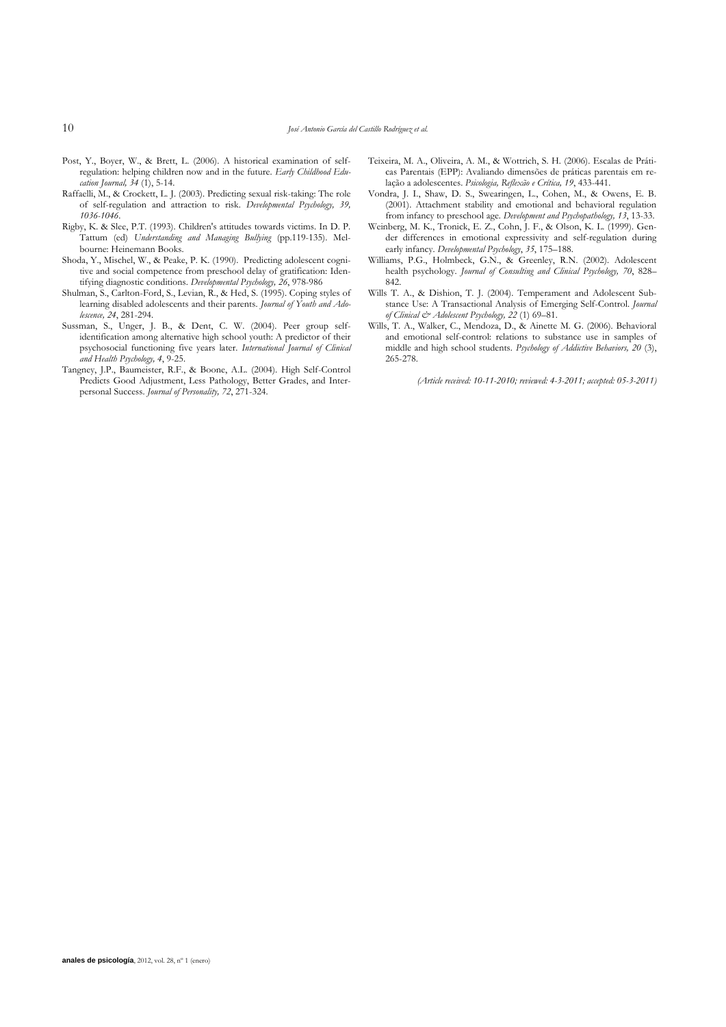Post, Y., Boyer, W., & Brett, L. (2006). A historical examination of self-regulation: helping children now and in the future. *Early Childhood Education Journal, 34* (1), 5-14.

Raffaelli, M., & Crockett, L. J. (2003). Predicting sexual risk-taking: The role of self-regulation and attraction to risk. *Developmental Psychology, 39, 1036-1046*.

Rigby, K. & Slee, P.T. (1993). Children's attitudes towards victims. In D. P. Tattum (ed) *Understanding and Managing Bullying* (pp.119-135). Melbourne: Heinemann Books.

Shoda, Y., Mischel, W., & Peake, P. K. (1990). Predicting adolescent cognitive and social competence from preschool delay of gratification: Identifying diagnostic conditions. *Developmental Psychology, 26*, 978-986

Shulman, S., Carlton-Ford, S., Levian, R., & Hed, S. (1995). Coping styles of learning disabled adolescents and their parents. *Journal of Youth and Adolescence, 24*, 281-294.

Sussman, S., Unger, J. B., & Dent, C. W. (2004). Peer group self-identification among alternative high school youth: A predictor of their psychosocial functioning five years later. *International Journal of Clinical and Health Psychology, 4*, 9-25.

Tangney, J.P., Baumeister, R.F., & Boone, A.L. (2004). High Self-Control Predicts Good Adjustment, Less Pathology, Better Grades, and Interpersonal Success. *Journal of Personality, 72*, 271-324.

Teixeira, M. A., Oliveira, A. M., & Wottrich, S. H. (2006). Escalas de Práticas Parentais (EPP): Avaliando dimensões de práticas parentais em relação a adolescentes. *Psicologia, Reflexão e Crítica, 19*, 433-441.

Vondra, J. I., Shaw, D. S., Swearingen, L., Cohen, M., & Owens, E. B. (2001). Attachment stability and emotional and behavioral regulation from infancy to preschool age. *Development and Psychopathology, 13*, 13-33.

Weinberg, M. K., Tronick, E. Z., Cohn, J. F., & Olson, K. L. (1999). Gender differences in emotional expressivity and self-regulation during early infancy. *Developmental Psychology*, *35*, 175–188.

Williams, P.G., Holmbeck, G.N., & Greenley, R.N. (2002). Adolescent health psychology. *Journal of Consulting and Clinical Psychology, 70*, 828–842.

Wills T. A., & Dishion, T. J. (2004). Temperament and Adolescent Substance Use: A Transactional Analysis of Emerging Self-Control. *Journal of Clinical & Adolescent Psychology, 22* (1) 69–81.

Wills, T. A., Walker, C., Mendoza, D., & Ainette M. G. (2006). Behavioral and emotional self-control: relations to substance use in samples of middle and high school students. *Psychology of Addictive Behaviors, 20* (3), 265-278.

*(Article received: 10-11-2010; reviewed: 4-3-2011; accepted: 05-3-2011)*